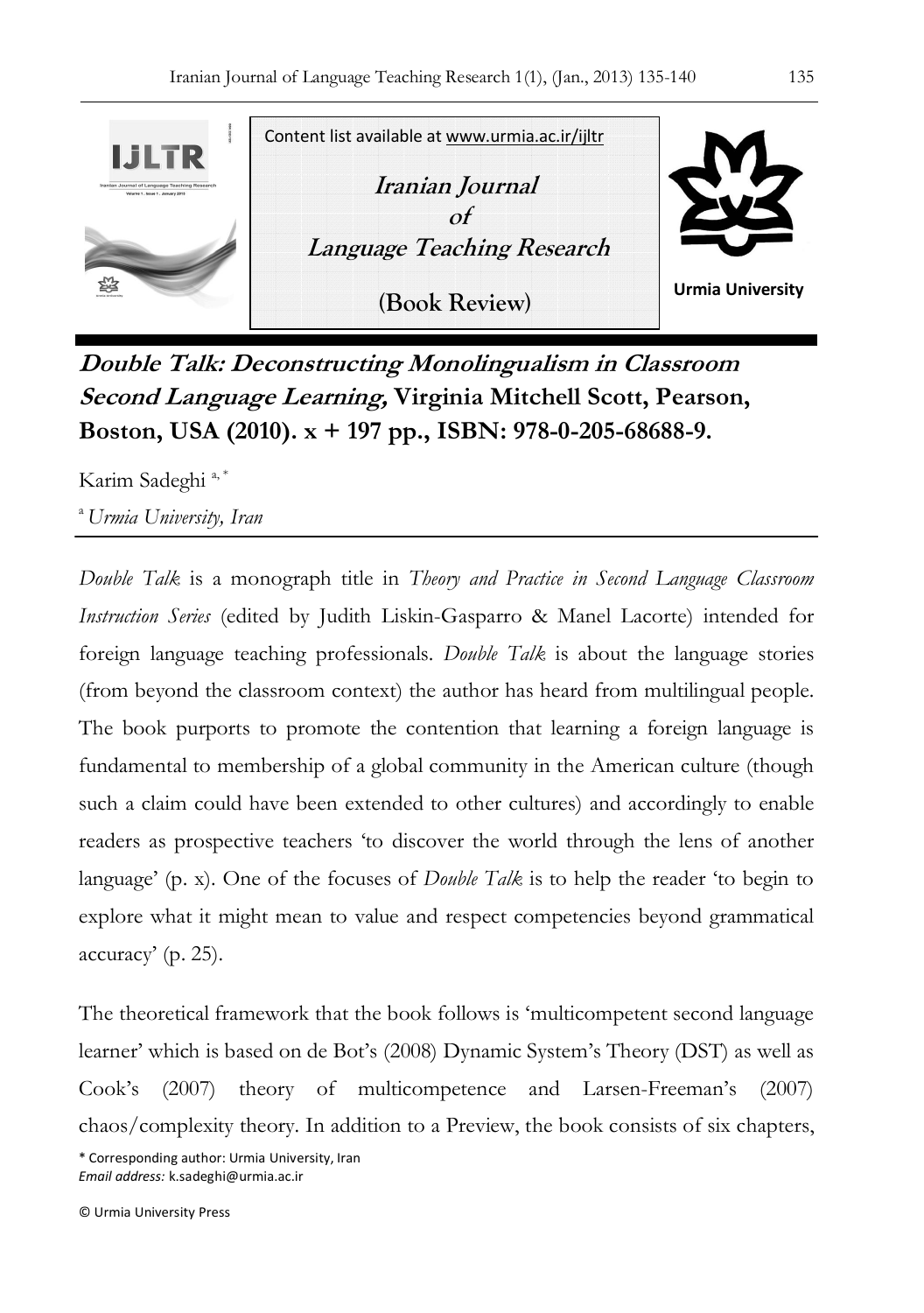Content list available at www.urmia.ac.ir/ijltr

**Iranian Journal of Language Teaching Research**

**(Book Review)**

Urmia University

# *Double Talk: Deconstructing Monolingualism in Classroom Second Language Learning,* Virginia Mitchell Scott, Pearson, Boston, USA (2010). x + 197 pp., ISBN: 978-0-205-68688-9.

Karim Sadeghi [a, *]

[a] *Urmia University, Iran*

*Double Talk* is a monograph title in *Theory and Practice in Second Language Classroom Instruction Series* (edited by Judith Liskin-Gasparro & Manel Lacorte) intended for foreign language teaching professionals. *Double Talk* is about the language stories (from beyond the classroom context) the author has heard from multilingual people. The book purports to promote the contention that learning a foreign language is fundamental to membership of a global community in the American culture (though such a claim could have been extended to other cultures) and accordingly to enable readers as prospective teachers 'to discover the world through the lens of another language' (p. x). One of the focuses of *Double Talk* is to help the reader 'to begin to explore what it might mean to value and respect competencies beyond grammatical accuracy' (p. 25).

The theoretical framework that the book follows is 'multicompetent second language learner' which is based on de Bot's (2008) Dynamic System's Theory (DST) as well as Cook's (2007) theory of multicompetence and Larsen-Freeman's (2007) chaos/complexity theory. In addition to a Preview, the book consists of six chapters,

\* Corresponding author: Urmia University, Iran
*Email address:* k.sadeghi@urmia.ac.ir

© Urmia University Press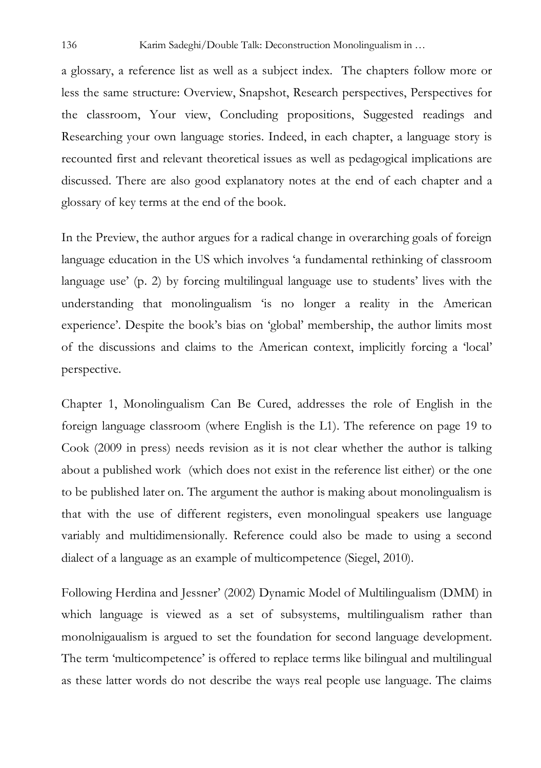a glossary, a reference list as well as a subject index. The chapters follow more or less the same structure: Overview, Snapshot, Research perspectives, Perspectives for the classroom, Your view, Concluding propositions, Suggested readings and Researching your own language stories. Indeed, in each chapter, a language story is recounted first and relevant theoretical issues as well as pedagogical implications are discussed. There are also good explanatory notes at the end of each chapter and a glossary of key terms at the end of the book.

In the Preview, the author argues for a radical change in overarching goals of foreign language education in the US which involves 'a fundamental rethinking of classroom language use' (p. 2) by forcing multilingual language use to students' lives with the understanding that monolingualism 'is no longer a reality in the American experience'. Despite the book's bias on 'global' membership, the author limits most of the discussions and claims to the American context, implicitly forcing a 'local' perspective.

Chapter 1, Monolingualism Can Be Cured, addresses the role of English in the foreign language classroom (where English is the L1). The reference on page 19 to Cook (2009 in press) needs revision as it is not clear whether the author is talking about a published work (which does not exist in the reference list either) or the one to be published later on. The argument the author is making about monolingualism is that with the use of different registers, even monolingual speakers use language variably and multidimensionally. Reference could also be made to using a second dialect of a language as an example of multicompetence (Siegel, 2010).

Following Herdina and Jessner' (2002) Dynamic Model of Multilingualism (DMM) in which language is viewed as a set of subsystems, multilingualism rather than monolnigaualism is argued to set the foundation for second language development. The term 'multicompetence' is offered to replace terms like bilingual and multilingual as these latter words do not describe the ways real people use language. The claims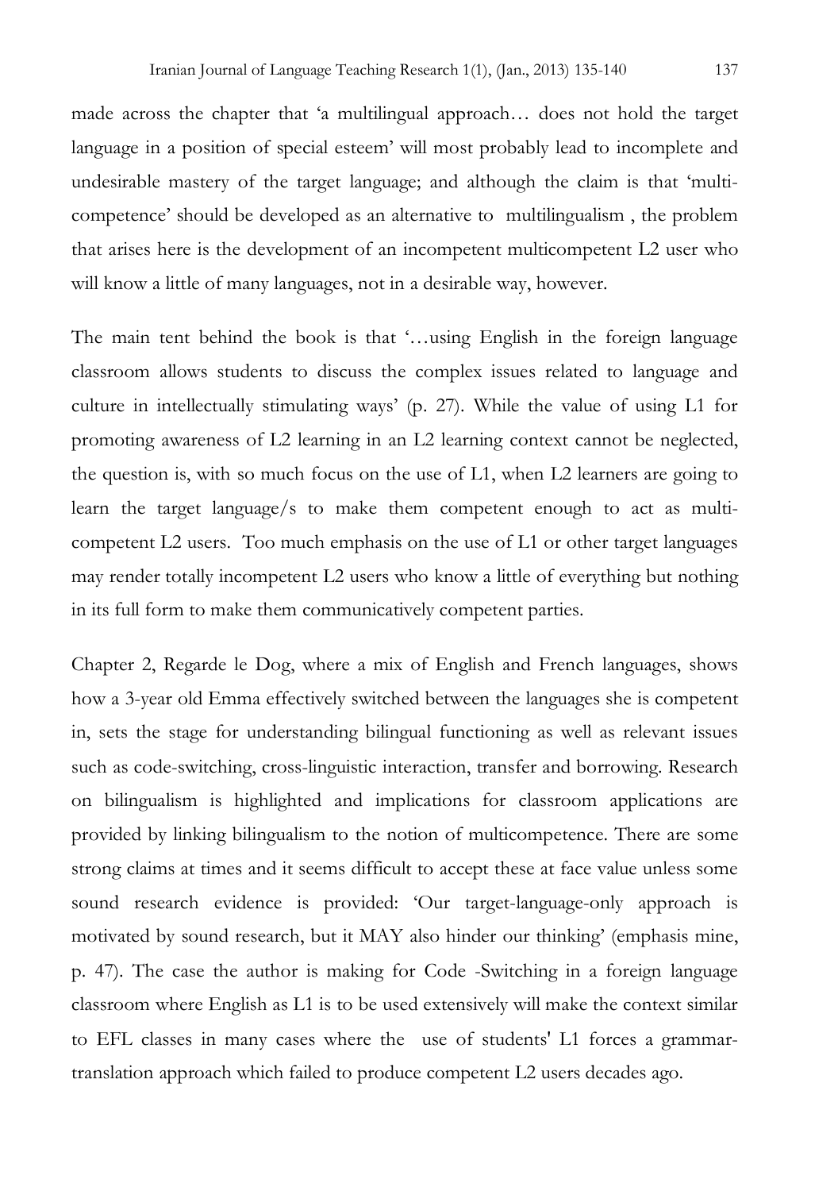made across the chapter that 'a multilingual approach… does not hold the target language in a position of special esteem' will most probably lead to incomplete and undesirable mastery of the target language; and although the claim is that 'multi-competence' should be developed as an alternative to multilingualism , the problem that arises here is the development of an incompetent multicompetent L2 user who will know a little of many languages, not in a desirable way, however.

The main tent behind the book is that '…using English in the foreign language classroom allows students to discuss the complex issues related to language and culture in intellectually stimulating ways' (p. 27). While the value of using L1 for promoting awareness of L2 learning in an L2 learning context cannot be neglected, the question is, with so much focus on the use of L1, when L2 learners are going to learn the target language/s to make them competent enough to act as multi-competent L2 users. Too much emphasis on the use of L1 or other target languages may render totally incompetent L2 users who know a little of everything but nothing in its full form to make them communicatively competent parties.

Chapter 2, Regarde le Dog, where a mix of English and French languages, shows how a 3-year old Emma effectively switched between the languages she is competent in, sets the stage for understanding bilingual functioning as well as relevant issues such as code-switching, cross-linguistic interaction, transfer and borrowing. Research on bilingualism is highlighted and implications for classroom applications are provided by linking bilingualism to the notion of multicompetence. There are some strong claims at times and it seems difficult to accept these at face value unless some sound research evidence is provided: 'Our target-language-only approach is motivated by sound research, but it MAY also hinder our thinking' (emphasis mine, p. 47). The case the author is making for Code -Switching in a foreign language classroom where English as L1 is to be used extensively will make the context similar to EFL classes in many cases where the use of students' L1 forces a grammar-translation approach which failed to produce competent L2 users decades ago.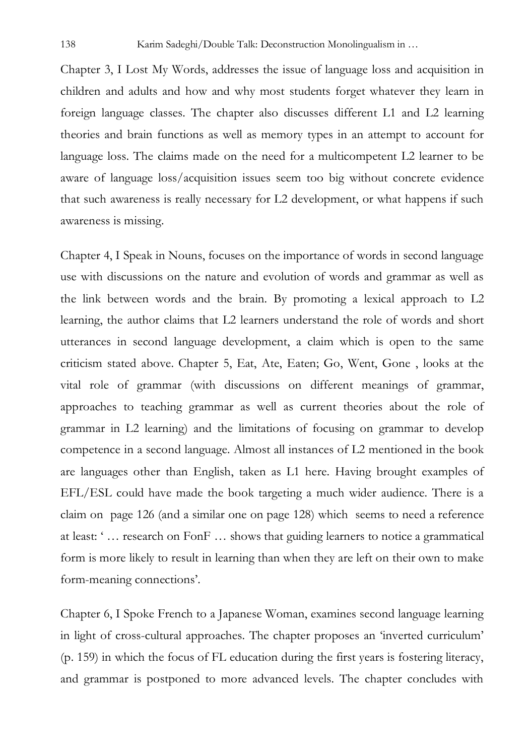Chapter 3, I Lost My Words, addresses the issue of language loss and acquisition in children and adults and how and why most students forget whatever they learn in foreign language classes. The chapter also discusses different L1 and L2 learning theories and brain functions as well as memory types in an attempt to account for language loss. The claims made on the need for a multicompetent L2 learner to be aware of language loss/acquisition issues seem too big without concrete evidence that such awareness is really necessary for L2 development, or what happens if such awareness is missing.

Chapter 4, I Speak in Nouns, focuses on the importance of words in second language use with discussions on the nature and evolution of words and grammar as well as the link between words and the brain. By promoting a lexical approach to L2 learning, the author claims that L2 learners understand the role of words and short utterances in second language development, a claim which is open to the same criticism stated above. Chapter 5, Eat, Ate, Eaten; Go, Went, Gone , looks at the vital role of grammar (with discussions on different meanings of grammar, approaches to teaching grammar as well as current theories about the role of grammar in L2 learning) and the limitations of focusing on grammar to develop competence in a second language. Almost all instances of L2 mentioned in the book are languages other than English, taken as L1 here. Having brought examples of EFL/ESL could have made the book targeting a much wider audience. There is a claim on page 126 (and a similar one on page 128) which seems to need a reference at least: ' … research on FonF … shows that guiding learners to notice a grammatical form is more likely to result in learning than when they are left on their own to make form-meaning connections'.

Chapter 6, I Spoke French to a Japanese Woman, examines second language learning in light of cross-cultural approaches. The chapter proposes an 'inverted curriculum' (p. 159) in which the focus of FL education during the first years is fostering literacy, and grammar is postponed to more advanced levels. The chapter concludes with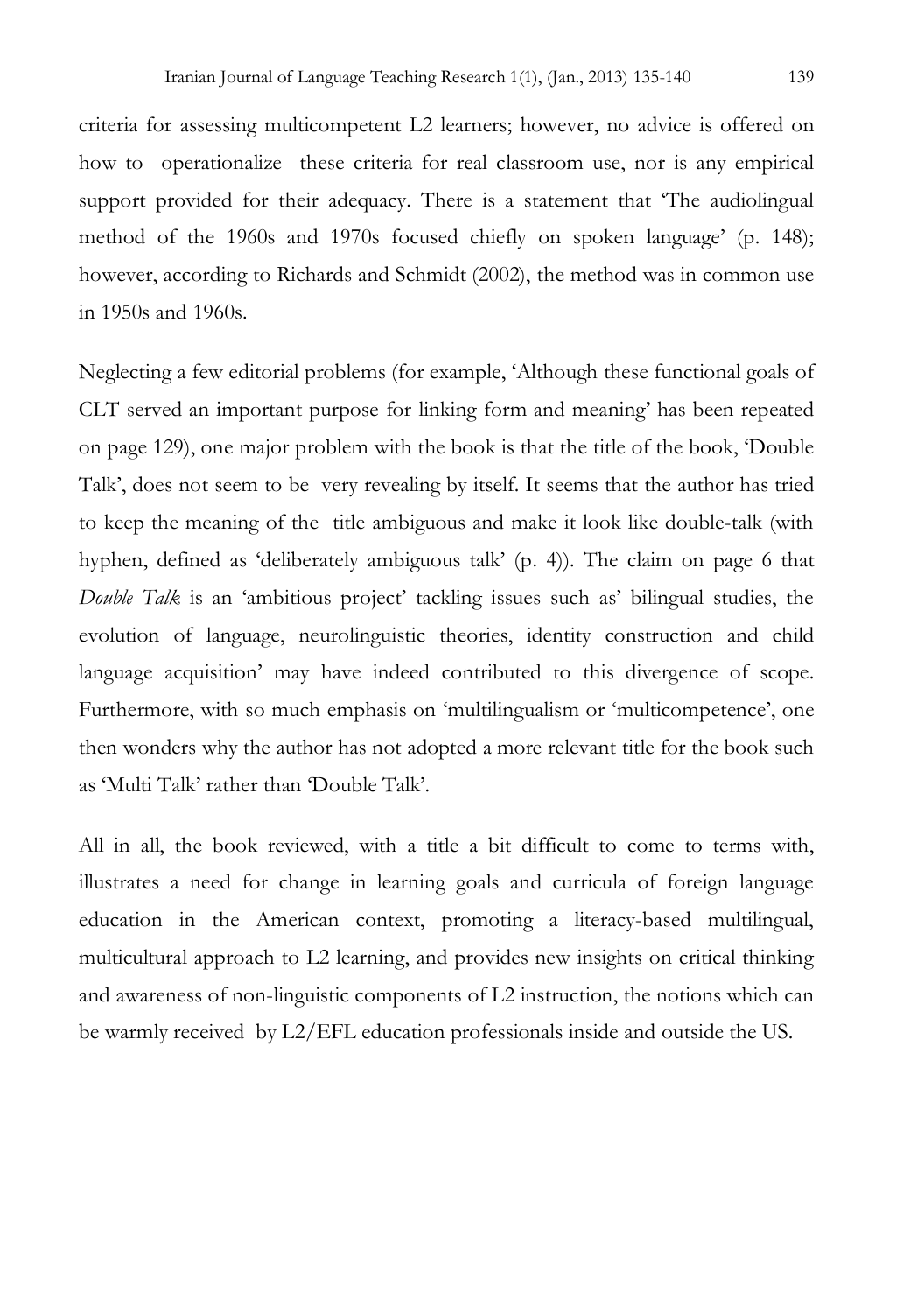criteria for assessing multicompetent L2 learners; however, no advice is offered on how to operationalize these criteria for real classroom use, nor is any empirical support provided for their adequacy. There is a statement that 'The audiolingual method of the 1960s and 1970s focused chiefly on spoken language' (p. 148); however, according to Richards and Schmidt (2002), the method was in common use in 1950s and 1960s.

Neglecting a few editorial problems (for example, 'Although these functional goals of CLT served an important purpose for linking form and meaning' has been repeated on page 129), one major problem with the book is that the title of the book, 'Double Talk', does not seem to be very revealing by itself. It seems that the author has tried to keep the meaning of the title ambiguous and make it look like double-talk (with hyphen, defined as 'deliberately ambiguous talk' (p. 4)). The claim on page 6 that *Double Talk* is an 'ambitious project' tackling issues such as' bilingual studies, the evolution of language, neurolinguistic theories, identity construction and child language acquisition' may have indeed contributed to this divergence of scope. Furthermore, with so much emphasis on 'multilingualism or 'multicompetence', one then wonders why the author has not adopted a more relevant title for the book such as 'Multi Talk' rather than 'Double Talk'.

All in all, the book reviewed, with a title a bit difficult to come to terms with, illustrates a need for change in learning goals and curricula of foreign language education in the American context, promoting a literacy-based multilingual, multicultural approach to L2 learning, and provides new insights on critical thinking and awareness of non-linguistic components of L2 instruction, the notions which can be warmly received by L2/EFL education professionals inside and outside the US.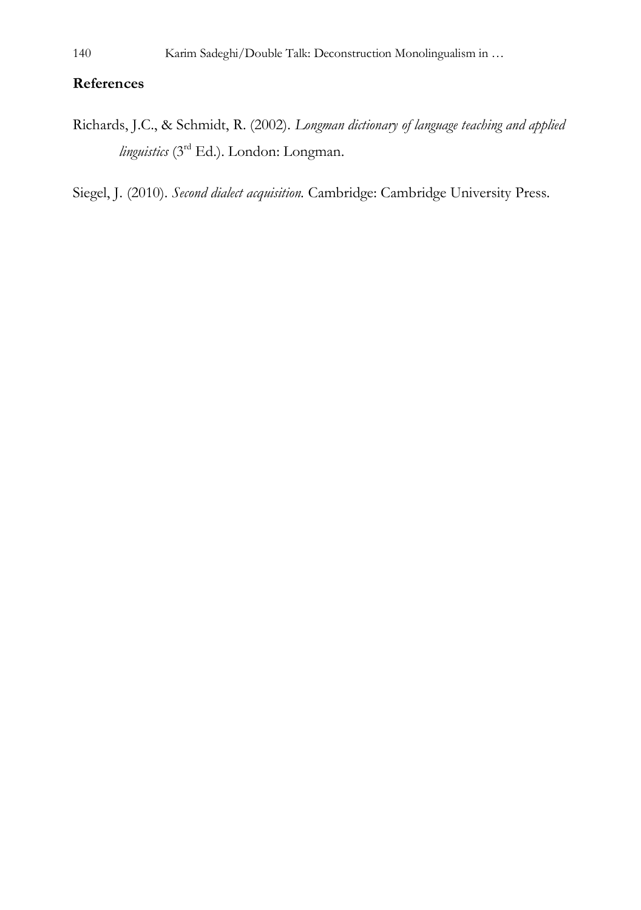## References

Richards, J.C., & Schmidt, R. (2002). *Longman dictionary of language teaching and applied linguistics* (3rd Ed.). London: Longman.

Siegel, J. (2010). *Second dialect acquisition.* Cambridge: Cambridge University Press.